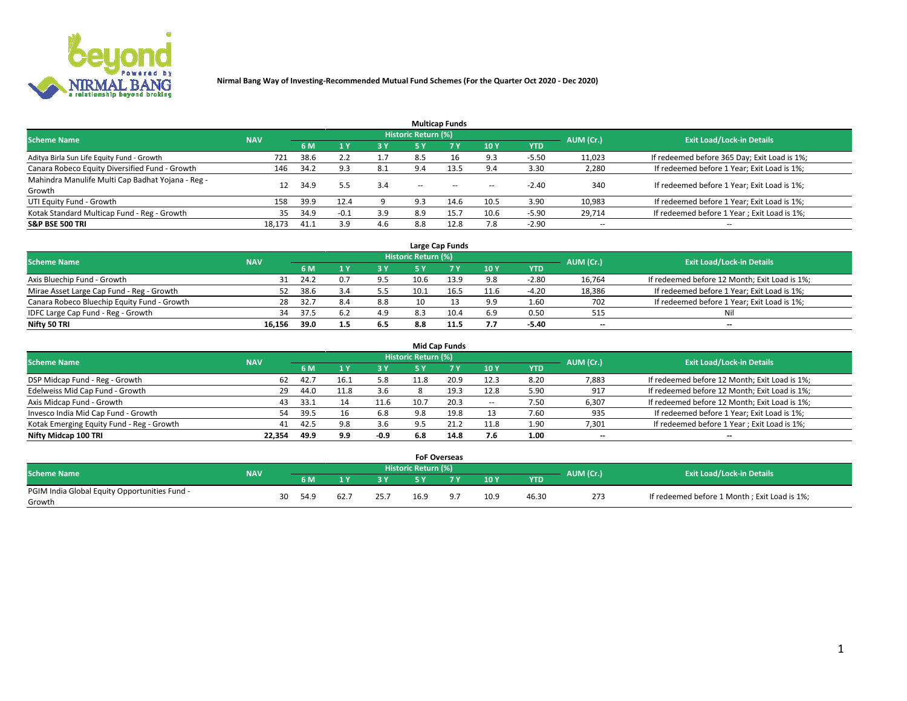**Nirmal Bang Way of Investing-Recommended Mutual Fund Schemes (For the Quarter Oct 2020 - Dec 2020)**

### Multicap Funds

| Scheme Name | NAV | Historic Return (%) | | | | | | | AUM (Cr.) | Exit Load/Lock-in Details |
|---|---|---|---|---|---|---|---|---|---|---|
| | | 6 M | 1 Y | 3 Y | 5 Y | 7 Y | 10 Y | YTD | | |
| Aditya Birla Sun Life Equity Fund - Growth | 721 | 38.6 | 2.2 | 1.7 | 8.5 | 16 | 9.3 | -5.50 | 11,023 | If redeemed before 365 Day; Exit Load is 1%; |
| Canara Robeco Equity Diversified Fund - Growth | 146 | 34.2 | 9.3 | 8.1 | 9.4 | 13.5 | 9.4 | 3.30 | 2,280 | If redeemed before 1 Year; Exit Load is 1%; |
| Mahindra Manulife Multi Cap Badhat Yojana - Reg - Growth | 12 | 34.9 | 5.5 | 3.4 | -- | -- | -- | -2.40 | 340 | If redeemed before 1 Year; Exit Load is 1%; |
| UTI Equity Fund - Growth | 158 | 39.9 | 12.4 | 9 | 9.3 | 14.6 | 10.5 | 3.90 | 10,983 | If redeemed before 1 Year; Exit Load is 1%; |
| Kotak Standard Multicap Fund - Reg - Growth | 35 | 34.9 | -0.1 | 3.9 | 8.9 | 15.7 | 10.6 | -5.90 | 29,714 | If redeemed before 1 Year ; Exit Load is 1%; |
| **S&P BSE 500 TRI** | **18,173** | **41.1** | **3.9** | **4.6** | **8.8** | **12.8** | **7.8** | **-2.90** | -- | -- |

### Large Cap Funds

| Scheme Name | NAV | Historic Return (%) | | | | | | | AUM (Cr.) | Exit Load/Lock-in Details |
|---|---|---|---|---|---|---|---|---|---|---|
| | | 6 M | 1 Y | 3 Y | 5 Y | 7 Y | 10 Y | YTD | | |
| Axis Bluechip Fund - Growth | 31 | 24.2 | 0.7 | 9.5 | 10.6 | 13.9 | 9.8 | -2.80 | 16,764 | If redeemed before 12 Month; Exit Load is 1%; |
| Mirae Asset Large Cap Fund - Reg - Growth | 52 | 38.6 | 3.4 | 5.5 | 10.1 | 16.5 | 11.6 | -4.20 | 18,386 | If redeemed before 1 Year; Exit Load is 1%; |
| Canara Robeco Bluechip Equity Fund - Growth | 28 | 32.7 | 8.4 | 8.8 | 10 | 13 | 9.9 | 1.60 | 702 | If redeemed before 1 Year; Exit Load is 1%; |
| IDFC Large Cap Fund - Reg - Growth | 34 | 37.5 | 6.2 | 4.9 | 8.3 | 10.4 | 6.9 | 0.50 | 515 | Nil |
| **Nifty 50 TRI** | **16,156** | **39.0** | **1.5** | **6.5** | **8.8** | **11.5** | **7.7** | **-5.40** | -- | -- |

### Mid Cap Funds

| Scheme Name | NAV | Historic Return (%) | | | | | | | AUM (Cr.) | Exit Load/Lock-in Details |
|---|---|---|---|---|---|---|---|---|---|---|
| | | 6 M | 1 Y | 3 Y | 5 Y | 7 Y | 10 Y | YTD | | |
| DSP Midcap Fund - Reg - Growth | 62 | 42.7 | 16.1 | 5.8 | 11.8 | 20.9 | 12.3 | 8.20 | 7,883 | If redeemed before 12 Month; Exit Load is 1%; |
| Edelweiss Mid Cap Fund - Growth | 29 | 44.0 | 11.8 | 3.6 | 8 | 19.3 | 12.8 | 5.90 | 917 | If redeemed before 12 Month; Exit Load is 1%; |
| Axis Midcap Fund - Growth | 43 | 33.1 | 14 | 11.6 | 10.7 | 20.3 | -- | 7.50 | 6,307 | If redeemed before 12 Month; Exit Load is 1%; |
| Invesco India Mid Cap Fund - Growth | 54 | 39.5 | 16 | 6.8 | 9.8 | 19.8 | 13 | 7.60 | 935 | If redeemed before 1 Year; Exit Load is 1%; |
| Kotak Emerging Equity Fund - Reg - Growth | 41 | 42.5 | 9.8 | 3.6 | 9.5 | 21.2 | 11.8 | 1.90 | 7,301 | If redeemed before 1 Year ; Exit Load is 1%; |
| **Nifty Midcap 100 TRI** | **22,354** | **49.9** | **9.9** | **-0.9** | **6.8** | **14.8** | **7.6** | **1.00** | -- | -- |

### FoF Overseas

| Scheme Name | NAV | Historic Return (%) | | | | | | | AUM (Cr.) | Exit Load/Lock-in Details |
|---|---|---|---|---|---|---|---|---|---|---|
| | | 6 M | 1 Y | 3 Y | 5 Y | 7 Y | 10 Y | YTD | | |
| PGIM India Global Equity Opportunities Fund - Growth | 30 | 54.9 | 62.7 | 25.7 | 16.9 | 9.7 | 10.9 | 46.30 | 273 | If redeemed before 1 Month ; Exit Load is 1%; |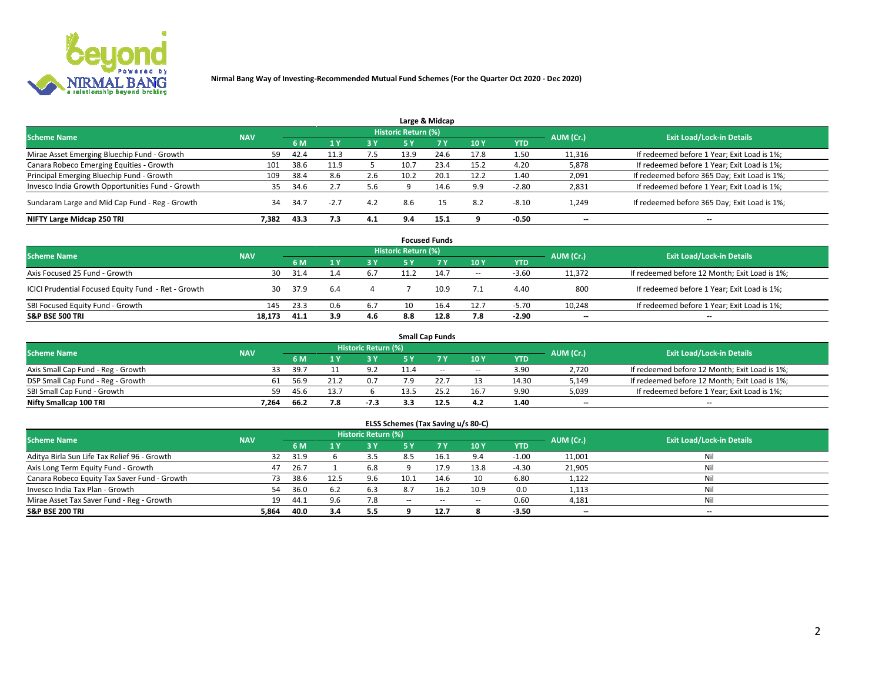Nirmal Bang Way of Investing-Recommended Mutual Fund Schemes (For the Quarter Oct 2020 - Dec 2020)

## Large & Midcap

| Scheme Name | NAV | Historic Return (%) | | | | | | | AUM (Cr.) | Exit Load/Lock-in Details |
|---|---|---|---|---|---|---|---|---|---|---|
| | | 6 M | 1 Y | 3 Y | 5 Y | 7 Y | 10 Y | YTD | | |
| Mirae Asset Emerging Bluechip Fund - Growth | 59 | 42.4 | 11.3 | 7.5 | 13.9 | 24.6 | 17.8 | 1.50 | 11,316 | If redeemed before 1 Year; Exit Load is 1%; |
| Canara Robeco Emerging Equities - Growth | 101 | 38.6 | 11.9 | 5 | 10.7 | 23.4 | 15.2 | 4.20 | 5,878 | If redeemed before 1 Year; Exit Load is 1%; |
| Principal Emerging Bluechip Fund - Growth | 109 | 38.4 | 8.6 | 2.6 | 10.2 | 20.1 | 12.2 | 1.40 | 2,091 | If redeemed before 365 Day; Exit Load is 1%; |
| Invesco India Growth Opportunities Fund - Growth | 35 | 34.6 | 2.7 | 5.6 | 9 | 14.6 | 9.9 | -2.80 | 2,831 | If redeemed before 1 Year; Exit Load is 1%; |
| Sundaram Large and Mid Cap Fund - Reg - Growth | 34 | 34.7 | -2.7 | 4.2 | 8.6 | 15 | 8.2 | -8.10 | 1,249 | If redeemed before 365 Day; Exit Load is 1%; |
| **NIFTY Large Midcap 250 TRI** | **7,382** | **43.3** | **7.3** | **4.1** | **9.4** | **15.1** | **9** | **-0.50** | **--** | **--** |

## Focused Funds

| Scheme Name | NAV | Historic Return (%) | | | | | | | AUM (Cr.) | Exit Load/Lock-in Details |
|---|---|---|---|---|---|---|---|---|---|---|
| | | 6 M | 1 Y | 3 Y | 5 Y | 7 Y | 10 Y | YTD | | |
| Axis Focused 25 Fund - Growth | 30 | 31.4 | 1.4 | 6.7 | 11.2 | 14.7 | -- | -3.60 | 11,372 | If redeemed before 12 Month; Exit Load is 1%; |
| ICICI Prudential Focused Equity Fund - Ret - Growth | 30 | 37.9 | 6.4 | 4 | 7 | 10.9 | 7.1 | 4.40 | 800 | If redeemed before 1 Year; Exit Load is 1%; |
| SBI Focused Equity Fund - Growth | 145 | 23.3 | 0.6 | 6.7 | 10 | 16.4 | 12.7 | -5.70 | 10,248 | If redeemed before 1 Year; Exit Load is 1%; |
| **S&P BSE 500 TRI** | **18,173** | **41.1** | **3.9** | **4.6** | **8.8** | **12.8** | **7.8** | **-2.90** | **--** | **--** |

## Small Cap Funds

| Scheme Name | NAV | Historic Return (%) | | | | | | | AUM (Cr.) | Exit Load/Lock-in Details |
|---|---|---|---|---|---|---|---|---|---|---|
| | | 6 M | 1 Y | 3 Y | 5 Y | 7 Y | 10 Y | YTD | | |
| Axis Small Cap Fund - Reg - Growth | 33 | 39.7 | 11 | 9.2 | 11.4 | -- | -- | 3.90 | 2,720 | If redeemed before 12 Month; Exit Load is 1%; |
| DSP Small Cap Fund - Reg - Growth | 61 | 56.9 | 21.2 | 0.7 | 7.9 | 22.7 | 13 | 14.30 | 5,149 | If redeemed before 12 Month; Exit Load is 1%; |
| SBI Small Cap Fund - Growth | 59 | 45.6 | 13.7 | 6 | 13.5 | 25.2 | 16.7 | 9.90 | 5,039 | If redeemed before 1 Year; Exit Load is 1%; |
| **Nifty Smallcap 100 TRI** | **7,264** | **66.2** | **7.8** | **-7.3** | **3.3** | **12.5** | **4.2** | **1.40** | **--** | **--** |

## ELSS Schemes (Tax Saving u/s 80-C)

| Scheme Name | NAV | Historic Return (%) | | | | | | | AUM (Cr.) | Exit Load/Lock-in Details |
|---|---|---|---|---|---|---|---|---|---|---|
| | | 6 M | 1 Y | 3 Y | 5 Y | 7 Y | 10 Y | YTD | | |
| Aditya Birla Sun Life Tax Relief 96 - Growth | 32 | 31.9 | 6 | 3.5 | 8.5 | 16.1 | 9.4 | -1.00 | 11,001 | Nil |
| Axis Long Term Equity Fund - Growth | 47 | 26.7 | 1 | 6.8 | 9 | 17.9 | 13.8 | -4.30 | 21,905 | Nil |
| Canara Robeco Equity Tax Saver Fund - Growth | 73 | 38.6 | 12.5 | 9.6 | 10.1 | 14.6 | 10 | 6.80 | 1,122 | Nil |
| Invesco India Tax Plan - Growth | 54 | 36.0 | 6.2 | 6.3 | 8.7 | 16.2 | 10.9 | 0.0 | 1,113 | Nil |
| Mirae Asset Tax Saver Fund - Reg - Growth | 19 | 44.1 | 9.6 | 7.8 | -- | -- | -- | 0.60 | 4,181 | Nil |
| **S&P BSE 200 TRI** | **5,864** | **40.0** | **3.4** | **5.5** | **9** | **12.7** | **8** | **-3.50** | **--** | **--** |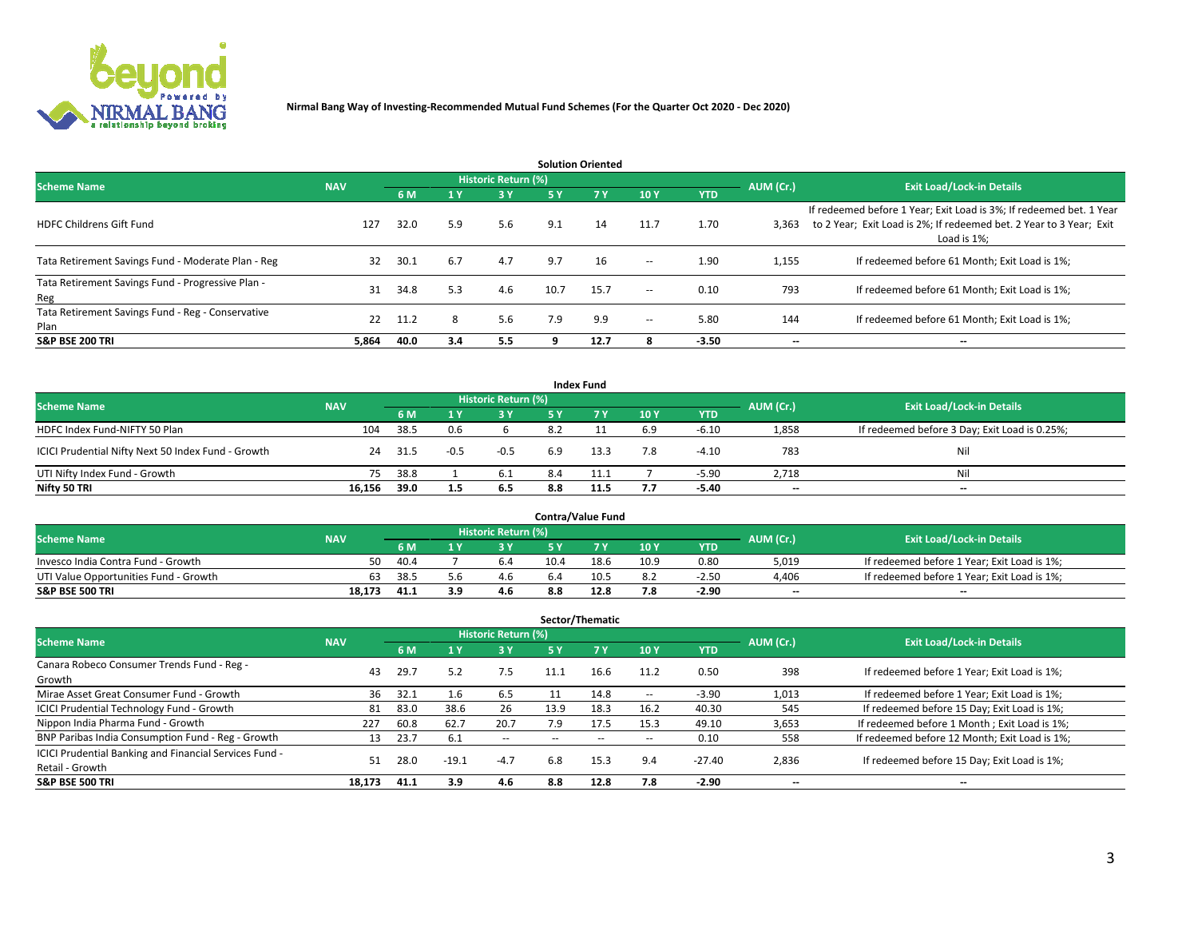**Nirmal Bang Way of Investing-Recommended Mutual Fund Schemes (For the Quarter Oct 2020 - Dec 2020)**

### Solution Oriented

| Scheme Name | NAV | Historic Return (%) | | | | | | | AUM (Cr.) | Exit Load/Lock-in Details |
|---|---|---|---|---|---|---|---|---|---|---|
| | | 6 M | 1 Y | 3 Y | 5 Y | 7 Y | 10 Y | YTD | | |
| HDFC Childrens Gift Fund | 127 | 32.0 | 5.9 | 5.6 | 9.1 | 14 | 11.7 | 1.70 | 3,363 | If redeemed before 1 Year; Exit Load is 3%; If redeemed bet. 1 Year to 2 Year; Exit Load is 2%; If redeemed bet. 2 Year to 3 Year; Exit Load is 1%; |
| Tata Retirement Savings Fund - Moderate Plan - Reg | 32 | 30.1 | 6.7 | 4.7 | 9.7 | 16 | -- | 1.90 | 1,155 | If redeemed before 61 Month; Exit Load is 1%; |
| Tata Retirement Savings Fund - Progressive Plan - Reg | 31 | 34.8 | 5.3 | 4.6 | 10.7 | 15.7 | -- | 0.10 | 793 | If redeemed before 61 Month; Exit Load is 1%; |
| Tata Retirement Savings Fund - Reg - Conservative Plan | 22 | 11.2 | 8 | 5.6 | 7.9 | 9.9 | -- | 5.80 | 144 | If redeemed before 61 Month; Exit Load is 1%; |
| **S&P BSE 200 TRI** | **5,864** | **40.0** | **3.4** | **5.5** | **9** | **12.7** | **8** | **-3.50** | **--** | **--** |

### Index Fund

| Scheme Name | NAV | Historic Return (%) | | | | | | | AUM (Cr.) | Exit Load/Lock-in Details |
|---|---|---|---|---|---|---|---|---|---|---|
| | | 6 M | 1 Y | 3 Y | 5 Y | 7 Y | 10 Y | YTD | | |
| HDFC Index Fund-NIFTY 50 Plan | 104 | 38.5 | 0.6 | 6 | 8.2 | 11 | 6.9 | -6.10 | 1,858 | If redeemed before 3 Day; Exit Load is 0.25%; |
| ICICI Prudential Nifty Next 50 Index Fund - Growth | 24 | 31.5 | -0.5 | -0.5 | 6.9 | 13.3 | 7.8 | -4.10 | 783 | Nil |
| UTI Nifty Index Fund - Growth | 75 | 38.8 | 1 | 6.1 | 8.4 | 11.1 | 7 | -5.90 | 2,718 | Nil |
| **Nifty 50 TRI** | **16,156** | **39.0** | **1.5** | **6.5** | **8.8** | **11.5** | **7.7** | **-5.40** | **--** | **--** |

### Contra/Value Fund

| Scheme Name | NAV | Historic Return (%) | | | | | | | AUM (Cr.) | Exit Load/Lock-in Details |
|---|---|---|---|---|---|---|---|---|---|---|
| | | 6 M | 1 Y | 3 Y | 5 Y | 7 Y | 10 Y | YTD | | |
| Invesco India Contra Fund - Growth | 50 | 40.4 | 7 | 6.4 | 10.4 | 18.6 | 10.9 | 0.80 | 5,019 | If redeemed before 1 Year; Exit Load is 1%; |
| UTI Value Opportunities Fund - Growth | 63 | 38.5 | 5.6 | 4.6 | 6.4 | 10.5 | 8.2 | -2.50 | 4,406 | If redeemed before 1 Year; Exit Load is 1%; |
| **S&P BSE 500 TRI** | **18,173** | **41.1** | **3.9** | **4.6** | **8.8** | **12.8** | **7.8** | **-2.90** | **--** | **--** |

### Sector/Thematic

| Scheme Name | NAV | Historic Return (%) | | | | | | | AUM (Cr.) | Exit Load/Lock-in Details |
|---|---|---|---|---|---|---|---|---|---|---|
| | | 6 M | 1 Y | 3 Y | 5 Y | 7 Y | 10 Y | YTD | | |
| Canara Robeco Consumer Trends Fund - Reg - Growth | 43 | 29.7 | 5.2 | 7.5 | 11.1 | 16.6 | 11.2 | 0.50 | 398 | If redeemed before 1 Year; Exit Load is 1%; |
| Mirae Asset Great Consumer Fund - Growth | 36 | 32.1 | 1.6 | 6.5 | 11 | 14.8 | -- | -3.90 | 1,013 | If redeemed before 1 Year; Exit Load is 1%; |
| ICICI Prudential Technology Fund - Growth | 81 | 83.0 | 38.6 | 26 | 13.9 | 18.3 | 16.2 | 40.30 | 545 | If redeemed before 15 Day; Exit Load is 1%; |
| Nippon India Pharma Fund - Growth | 227 | 60.8 | 62.7 | 20.7 | 7.9 | 17.5 | 15.3 | 49.10 | 3,653 | If redeemed before 1 Month ; Exit Load is 1%; |
| BNP Paribas India Consumption Fund - Reg - Growth | 13 | 23.7 | 6.1 | -- | -- | -- | -- | 0.10 | 558 | If redeemed before 12 Month; Exit Load is 1%; |
| ICICI Prudential Banking and Financial Services Fund - Retail - Growth | 51 | 28.0 | -19.1 | -4.7 | 6.8 | 15.3 | 9.4 | -27.40 | 2,836 | If redeemed before 15 Day; Exit Load is 1%; |
| **S&P BSE 500 TRI** | **18,173** | **41.1** | **3.9** | **4.6** | **8.8** | **12.8** | **7.8** | **-2.90** | **--** | **--** |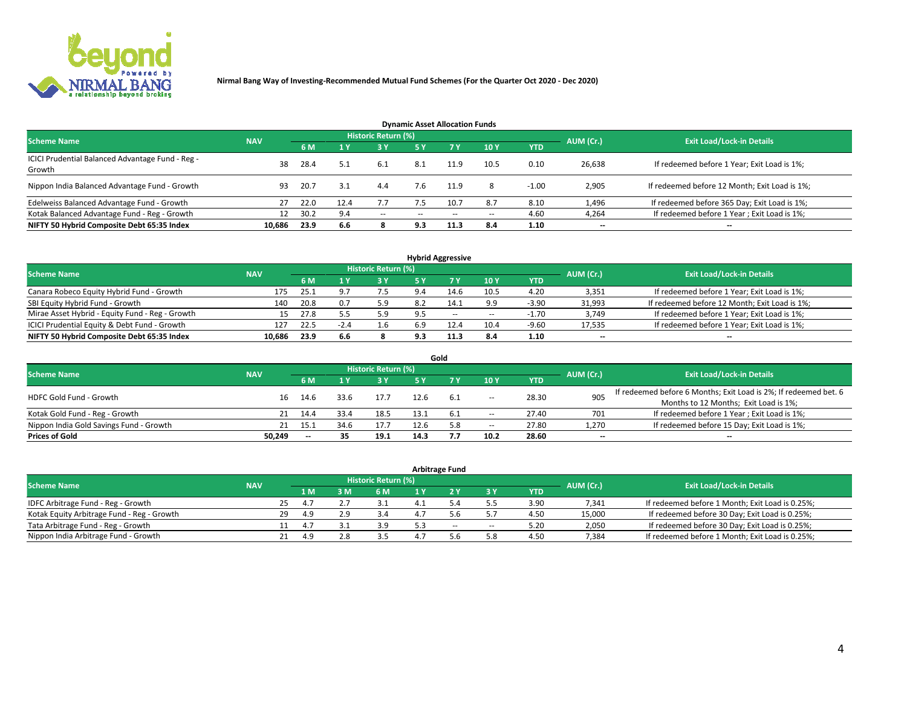Nirmal Bang Way of Investing-Recommended Mutual Fund Schemes (For the Quarter Oct 2020 - Dec 2020)

### Dynamic Asset Allocation Funds

| Scheme Name | NAV | Historic Return (%) | | | | | | | AUM (Cr.) | Exit Load/Lock-in Details |
|---|---|---|---|---|---|---|---|---|---|---|
| | | 6 M | 1 Y | 3 Y | 5 Y | 7 Y | 10 Y | YTD | | |
| ICICI Prudential Balanced Advantage Fund - Reg - Growth | 38 | 28.4 | 5.1 | 6.1 | 8.1 | 11.9 | 10.5 | 0.10 | 26,638 | If redeemed before 1 Year; Exit Load is 1%; |
| Nippon India Balanced Advantage Fund - Growth | 93 | 20.7 | 3.1 | 4.4 | 7.6 | 11.9 | 8 | -1.00 | 2,905 | If redeemed before 12 Month; Exit Load is 1%; |
| Edelweiss Balanced Advantage Fund - Growth | 27 | 22.0 | 12.4 | 7.7 | 7.5 | 10.7 | 8.7 | 8.10 | 1,496 | If redeemed before 365 Day; Exit Load is 1%; |
| Kotak Balanced Advantage Fund - Reg - Growth | 12 | 30.2 | 9.4 | -- | -- | -- | -- | 4.60 | 4,264 | If redeemed before 1 Year ; Exit Load is 1%; |
| **NIFTY 50 Hybrid Composite Debt 65:35 Index** | **10,686** | **23.9** | **6.6** | **8** | **9.3** | **11.3** | **8.4** | **1.10** | **--** | **--** |

### Hybrid Aggressive

| Scheme Name | NAV | Historic Return (%) | | | | | | | AUM (Cr.) | Exit Load/Lock-in Details |
|---|---|---|---|---|---|---|---|---|---|---|
| | | 6 M | 1 Y | 3 Y | 5 Y | 7 Y | 10 Y | YTD | | |
| Canara Robeco Equity Hybrid Fund - Growth | 175 | 25.1 | 9.7 | 7.5 | 9.4 | 14.6 | 10.5 | 4.20 | 3,351 | If redeemed before 1 Year; Exit Load is 1%; |
| SBI Equity Hybrid Fund - Growth | 140 | 20.8 | 0.7 | 5.9 | 8.2 | 14.1 | 9.9 | -3.90 | 31,993 | If redeemed before 12 Month; Exit Load is 1%; |
| Mirae Asset Hybrid - Equity Fund - Reg - Growth | 15 | 27.8 | 5.5 | 5.9 | 9.5 | -- | -- | -1.70 | 3,749 | If redeemed before 1 Year; Exit Load is 1%; |
| ICICI Prudential Equity & Debt Fund - Growth | 127 | 22.5 | -2.4 | 1.6 | 6.9 | 12.4 | 10.4 | -9.60 | 17,535 | If redeemed before 1 Year; Exit Load is 1%; |
| **NIFTY 50 Hybrid Composite Debt 65:35 Index** | **10,686** | **23.9** | **6.6** | **8** | **9.3** | **11.3** | **8.4** | **1.10** | **--** | **--** |

### Gold

| Scheme Name | NAV | Historic Return (%) | | | | | | | AUM (Cr.) | Exit Load/Lock-in Details |
|---|---|---|---|---|---|---|---|---|---|---|
| | | 6 M | 1 Y | 3 Y | 5 Y | 7 Y | 10 Y | YTD | | |
| HDFC Gold Fund - Growth | 16 | 14.6 | 33.6 | 17.7 | 12.6 | 6.1 | -- | 28.30 | 905 | If redeemed before 6 Months; Exit Load is 2%; If redeemed bet. 6 Months to 12 Months; Exit Load is 1%; |
| Kotak Gold Fund - Reg - Growth | 21 | 14.4 | 33.4 | 18.5 | 13.1 | 6.1 | -- | 27.40 | 701 | If redeemed before 1 Year ; Exit Load is 1%; |
| Nippon India Gold Savings Fund - Growth | 21 | 15.1 | 34.6 | 17.7 | 12.6 | 5.8 | -- | 27.80 | 1,270 | If redeemed before 15 Day; Exit Load is 1%; |
| **Prices of Gold** | **50,249** | **--** | **35** | **19.1** | **14.3** | **7.7** | **10.2** | **28.60** | **--** | **--** |

### Arbitrage Fund

| Scheme Name | NAV | Historic Return (%) | | | | | | | AUM (Cr.) | Exit Load/Lock-in Details |
|---|---|---|---|---|---|---|---|---|---|---|
| | | 1 M | 3 M | 6 M | 1 Y | 2 Y | 3 Y | YTD | | |
| IDFC Arbitrage Fund - Reg - Growth | 25 | 4.7 | 2.7 | 3.1 | 4.1 | 5.4 | 5.5 | 3.90 | 7,341 | If redeemed before 1 Month; Exit Load is 0.25%; |
| Kotak Equity Arbitrage Fund - Reg - Growth | 29 | 4.9 | 2.9 | 3.4 | 4.7 | 5.6 | 5.7 | 4.50 | 15,000 | If redeemed before 30 Day; Exit Load is 0.25%; |
| Tata Arbitrage Fund - Reg - Growth | 11 | 4.7 | 3.1 | 3.9 | 5.3 | -- | -- | 5.20 | 2,050 | If redeemed before 30 Day; Exit Load is 0.25%; |
| Nippon India Arbitrage Fund - Growth | 21 | 4.9 | 2.8 | 3.5 | 4.7 | 5.6 | 5.8 | 4.50 | 7,384 | If redeemed before 1 Month; Exit Load is 0.25%; |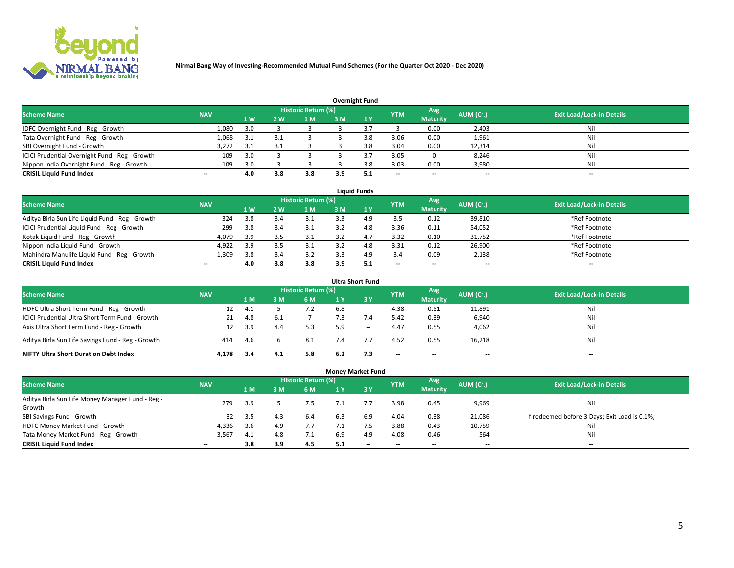**Nirmal Bang Way of Investing-Recommended Mutual Fund Schemes (For the Quarter Oct 2020 - Dec 2020)**

## Overnight Fund

| Scheme Name | NAV | Historic Return (%) | | | | | YTM | Avg Maturity | AUM (Cr.) | Exit Load/Lock-in Details |
|---|---|---|---|---|---|---|---|---|---|---|
| | | 1 W | 2 W | 1 M | 3 M | 1 Y | | | | |
| IDFC Overnight Fund - Reg - Growth | 1,080 | 3.0 | 3 | 3 | 3 | 3.7 | 3 | 0.00 | 2,403 | Nil |
| Tata Overnight Fund - Reg - Growth | 1,068 | 3.1 | 3.1 | 3 | 3 | 3.8 | 3.06 | 0.00 | 1,961 | Nil |
| SBI Overnight Fund - Growth | 3,272 | 3.1 | 3.1 | 3 | 3 | 3.8 | 3.04 | 0.00 | 12,314 | Nil |
| ICICI Prudential Overnight Fund - Reg - Growth | 109 | 3.0 | 3 | 3 | 3 | 3.7 | 3.05 | 0 | 8,246 | Nil |
| Nippon India Overnight Fund - Reg - Growth | 109 | 3.0 | 3 | 3 | 3 | 3.8 | 3.03 | 0.00 | 3,980 | Nil |
| **CRISIL Liquid Fund Index** | -- | **4.0** | **3.8** | **3.8** | **3.9** | **5.1** | -- | -- | -- | -- |

## Liquid Funds

| Scheme Name | NAV | Historic Return (%) | | | | | YTM | Avg Maturity | AUM (Cr.) | Exit Load/Lock-in Details |
|---|---|---|---|---|---|---|---|---|---|---|
| | | 1 W | 2 W | 1 M | 3 M | 1 Y | | | | |
| Aditya Birla Sun Life Liquid Fund - Reg - Growth | 324 | 3.8 | 3.4 | 3.1 | 3.3 | 4.9 | 3.5 | 0.12 | 39,810 | *Ref Footnote |
| ICICI Prudential Liquid Fund - Reg - Growth | 299 | 3.8 | 3.4 | 3.1 | 3.2 | 4.8 | 3.36 | 0.11 | 54,052 | *Ref Footnote |
| Kotak Liquid Fund - Reg - Growth | 4,079 | 3.9 | 3.5 | 3.1 | 3.2 | 4.7 | 3.32 | 0.10 | 31,752 | *Ref Footnote |
| Nippon India Liquid Fund - Growth | 4,922 | 3.9 | 3.5 | 3.1 | 3.2 | 4.8 | 3.31 | 0.12 | 26,900 | *Ref Footnote |
| Mahindra Manulife Liquid Fund - Reg - Growth | 1,309 | 3.8 | 3.4 | 3.2 | 3.3 | 4.9 | 3.4 | 0.09 | 2,138 | *Ref Footnote |
| **CRISIL Liquid Fund Index** | -- | **4.0** | **3.8** | **3.8** | **3.9** | **5.1** | -- | -- | -- | -- |

## Ultra Short Fund

| Scheme Name | NAV | Historic Return (%) | | | | | YTM | Avg Maturity | AUM (Cr.) | Exit Load/Lock-in Details |
|---|---|---|---|---|---|---|---|---|---|---|
| | | 1 M | 3 M | 6 M | 1 Y | 3 Y | | | | |
| HDFC Ultra Short Term Fund - Reg - Growth | 12 | 4.1 | 5 | 7.2 | 6.8 | -- | 4.38 | 0.51 | 11,891 | Nil |
| ICICI Prudential Ultra Short Term Fund - Growth | 21 | 4.8 | 6.1 | 7 | 7.3 | 7.4 | 5.42 | 0.39 | 6,940 | Nil |
| Axis Ultra Short Term Fund - Reg - Growth | 12 | 3.9 | 4.4 | 5.3 | 5.9 | -- | 4.47 | 0.55 | 4,062 | Nil |
| Aditya Birla Sun Life Savings Fund - Reg - Growth | 414 | 4.6 | 6 | 8.1 | 7.4 | 7.7 | 4.52 | 0.55 | 16,218 | Nil |
| **NIFTY Ultra Short Duration Debt Index** | **4,178** | **3.4** | **4.1** | **5.8** | **6.2** | **7.3** | -- | -- | -- | -- |

## Money Market Fund

| Scheme Name | NAV | Historic Return (%) | | | | | YTM | Avg Maturity | AUM (Cr.) | Exit Load/Lock-in Details |
|---|---|---|---|---|---|---|---|---|---|---|
| | | 1 M | 3 M | 6 M | 1 Y | 3 Y | | | | |
| Aditya Birla Sun Life Money Manager Fund - Reg - Growth | 279 | 3.9 | 5 | 7.5 | 7.1 | 7.7 | 3.98 | 0.45 | 9,969 | Nil |
| SBI Savings Fund - Growth | 32 | 3.5 | 4.3 | 6.4 | 6.3 | 6.9 | 4.04 | 0.38 | 21,086 | If redeemed before 3 Days; Exit Load is 0.1%; |
| HDFC Money Market Fund - Growth | 4,336 | 3.6 | 4.9 | 7.7 | 7.1 | 7.5 | 3.88 | 0.43 | 10,759 | Nil |
| Tata Money Market Fund - Reg - Growth | 3,567 | 4.1 | 4.8 | 7.1 | 6.9 | 4.9 | 4.08 | 0.46 | 564 | Nil |
| **CRISIL Liquid Fund Index** | -- | **3.8** | **3.9** | **4.5** | **5.1** | -- | -- | -- | -- | -- |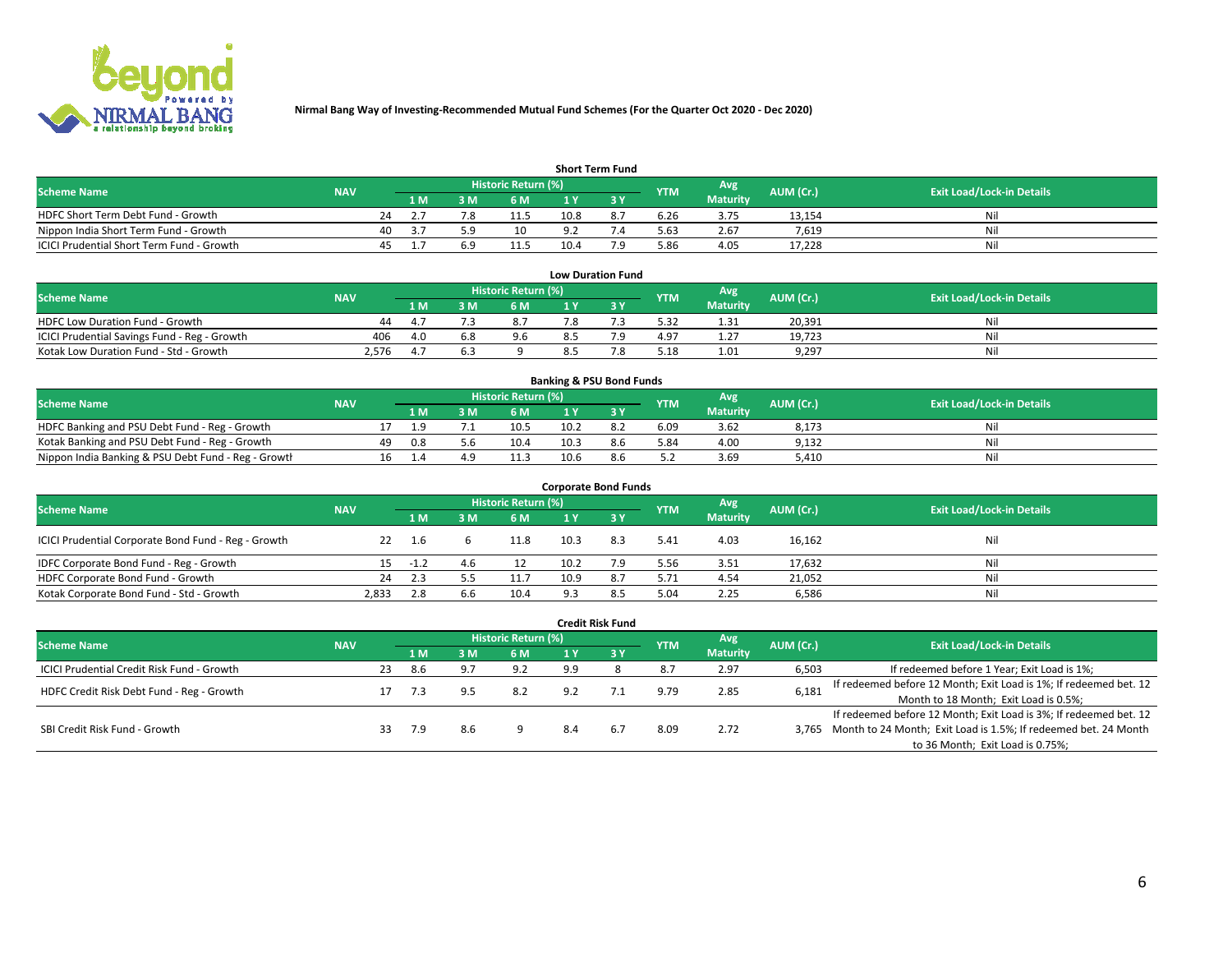**Nirmal Bang Way of Investing-Recommended Mutual Fund Schemes (For the Quarter Oct 2020 - Dec 2020)**

### Short Term Fund

| Scheme Name | NAV | Historic Return (%) | | | | | YTM | Avg Maturity | AUM (Cr.) | Exit Load/Lock-in Details |
|---|---|---|---|---|---|---|---|---|---|---|
| | | 1 M | 3 M | 6 M | 1 Y | 3 Y | | | | |
| HDFC Short Term Debt Fund - Growth | 24 | 2.7 | 7.8 | 11.5 | 10.8 | 8.7 | 6.26 | 3.75 | 13,154 | Nil |
| Nippon India Short Term Fund - Growth | 40 | 3.7 | 5.9 | 10 | 9.2 | 7.4 | 5.63 | 2.67 | 7,619 | Nil |
| ICICI Prudential Short Term Fund - Growth | 45 | 1.7 | 6.9 | 11.5 | 10.4 | 7.9 | 5.86 | 4.05 | 17,228 | Nil |

### Low Duration Fund

| Scheme Name | NAV | Historic Return (%) | | | | | YTM | Avg Maturity | AUM (Cr.) | Exit Load/Lock-in Details |
|---|---|---|---|---|---|---|---|---|---|---|
| | | 1 M | 3 M | 6 M | 1 Y | 3 Y | | | | |
| HDFC Low Duration Fund - Growth | 44 | 4.7 | 7.3 | 8.7 | 7.8 | 7.3 | 5.32 | 1.31 | 20,391 | Nil |
| ICICI Prudential Savings Fund - Reg - Growth | 406 | 4.0 | 6.8 | 9.6 | 8.5 | 7.9 | 4.97 | 1.27 | 19,723 | Nil |
| Kotak Low Duration Fund - Std - Growth | 2,576 | 4.7 | 6.3 | 9 | 8.5 | 7.8 | 5.18 | 1.01 | 9,297 | Nil |

### Banking & PSU Bond Funds

| Scheme Name | NAV | Historic Return (%) | | | | | YTM | Avg Maturity | AUM (Cr.) | Exit Load/Lock-in Details |
|---|---|---|---|---|---|---|---|---|---|---|
| | | 1 M | 3 M | 6 M | 1 Y | 3 Y | | | | |
| HDFC Banking and PSU Debt Fund - Reg - Growth | 17 | 1.9 | 7.1 | 10.5 | 10.2 | 8.2 | 6.09 | 3.62 | 8,173 | Nil |
| Kotak Banking and PSU Debt Fund - Reg - Growth | 49 | 0.8 | 5.6 | 10.4 | 10.3 | 8.6 | 5.84 | 4.00 | 9,132 | Nil |
| Nippon India Banking & PSU Debt Fund - Reg - Growth | 16 | 1.4 | 4.9 | 11.3 | 10.6 | 8.6 | 5.2 | 3.69 | 5,410 | Nil |

### Corporate Bond Funds

| Scheme Name | NAV | Historic Return (%) | | | | | YTM | Avg Maturity | AUM (Cr.) | Exit Load/Lock-in Details |
|---|---|---|---|---|---|---|---|---|---|---|
| | | 1 M | 3 M | 6 M | 1 Y | 3 Y | | | | |
| ICICI Prudential Corporate Bond Fund - Reg - Growth | 22 | 1.6 | 6 | 11.8 | 10.3 | 8.3 | 5.41 | 4.03 | 16,162 | Nil |
| IDFC Corporate Bond Fund - Reg - Growth | 15 | -1.2 | 4.6 | 12 | 10.2 | 7.9 | 5.56 | 3.51 | 17,632 | Nil |
| HDFC Corporate Bond Fund - Growth | 24 | 2.3 | 5.5 | 11.7 | 10.9 | 8.7 | 5.71 | 4.54 | 21,052 | Nil |
| Kotak Corporate Bond Fund - Std - Growth | 2,833 | 2.8 | 6.6 | 10.4 | 9.3 | 8.5 | 5.04 | 2.25 | 6,586 | Nil |

### Credit Risk Fund

| Scheme Name | NAV | Historic Return (%) | | | | | YTM | Avg Maturity | AUM (Cr.) | Exit Load/Lock-in Details |
|---|---|---|---|---|---|---|---|---|---|---|
| | | 1 M | 3 M | 6 M | 1 Y | 3 Y | | | | |
| ICICI Prudential Credit Risk Fund - Growth | 23 | 8.6 | 9.7 | 9.2 | 9.9 | 8 | 8.7 | 2.97 | 6,503 | If redeemed before 1 Year; Exit Load is 1%; |
| HDFC Credit Risk Debt Fund - Reg - Growth | 17 | 7.3 | 9.5 | 8.2 | 9.2 | 7.1 | 9.79 | 2.85 | 6,181 | If redeemed before 12 Month; Exit Load is 1%; If redeemed bet. 12 Month to 18 Month; Exit Load is 0.5%; |
| SBI Credit Risk Fund - Growth | 33 | 7.9 | 8.6 | 9 | 8.4 | 6.7 | 8.09 | 2.72 | 3,765 | If redeemed before 12 Month; Exit Load is 3%; If redeemed bet. 12 Month to 24 Month; Exit Load is 1.5%; If redeemed bet. 24 Month to 36 Month; Exit Load is 0.75%; |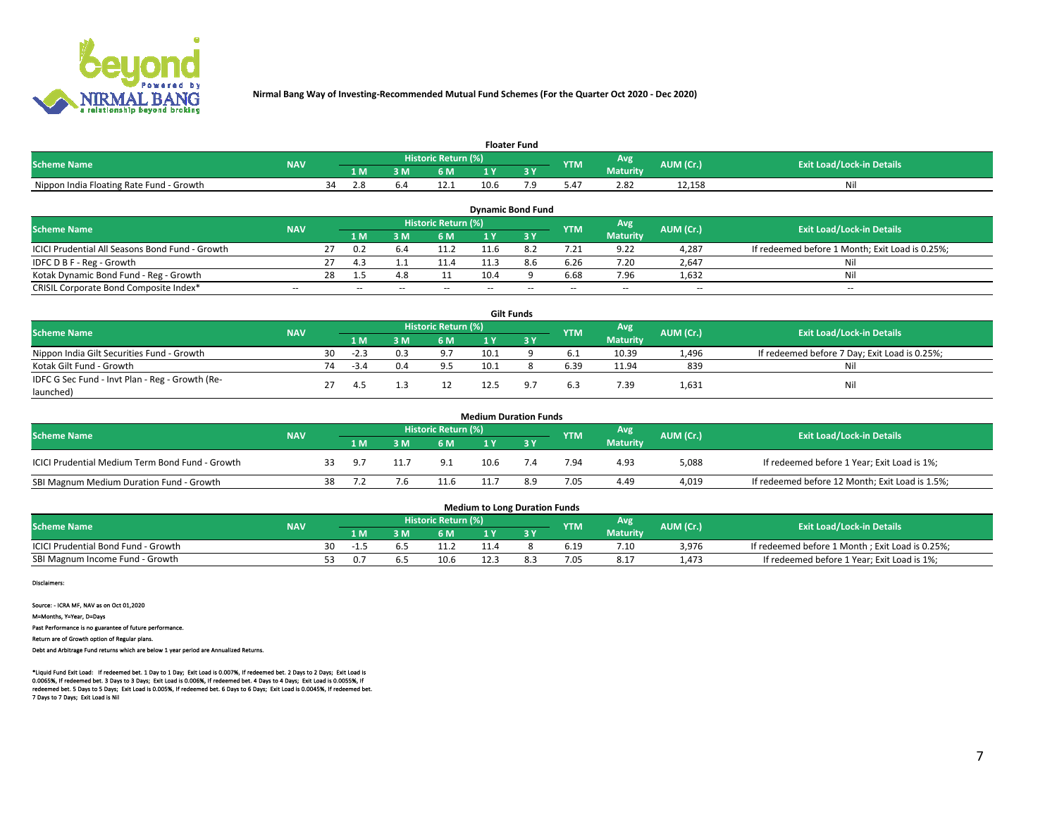**Nirmal Bang Way of Investing-Recommended Mutual Fund Schemes (For the Quarter Oct 2020 - Dec 2020)**

## Floater Fund

| Scheme Name | NAV | Historic Return (%) | | | | | YTM | Avg Maturity | AUM (Cr.) | Exit Load/Lock-in Details |
|---|---|---|---|---|---|---|---|---|---|---|
| | | 1 M | 3 M | 6 M | 1 Y | 3 Y | | | | |
| Nippon India Floating Rate Fund - Growth | 34 | 2.8 | 6.4 | 12.1 | 10.6 | 7.9 | 5.47 | 2.82 | 12,158 | Nil |

## Dynamic Bond Fund

| Scheme Name | NAV | Historic Return (%) | | | | | YTM | Avg Maturity | AUM (Cr.) | Exit Load/Lock-in Details |
|---|---|---|---|---|---|---|---|---|---|---|
| | | 1 M | 3 M | 6 M | 1 Y | 3 Y | | | | |
| ICICI Prudential All Seasons Bond Fund - Growth | 27 | 0.2 | 6.4 | 11.2 | 11.6 | 8.2 | 7.21 | 9.22 | 4,287 | If redeemed before 1 Month; Exit Load is 0.25%; |
| IDFC D B F - Reg - Growth | 27 | 4.3 | 1.1 | 11.4 | 11.3 | 8.6 | 6.26 | 7.20 | 2,647 | Nil |
| Kotak Dynamic Bond Fund - Reg - Growth | 28 | 1.5 | 4.8 | 11 | 10.4 | 9 | 6.68 | 7.96 | 1,632 | Nil |
| CRISIL Corporate Bond Composite Index* | -- | -- | -- | -- | -- | -- | -- | -- | -- | -- |

## Gilt Funds

| Scheme Name | NAV | Historic Return (%) | | | | | YTM | Avg Maturity | AUM (Cr.) | Exit Load/Lock-in Details |
|---|---|---|---|---|---|---|---|---|---|---|
| | | 1 M | 3 M | 6 M | 1 Y | 3 Y | | | | |
| Nippon India Gilt Securities Fund - Growth | 30 | -2.3 | 0.3 | 9.7 | 10.1 | 9 | 6.1 | 10.39 | 1,496 | If redeemed before 7 Day; Exit Load is 0.25%; |
| Kotak Gilt Fund - Growth | 74 | -3.4 | 0.4 | 9.5 | 10.1 | 8 | 6.39 | 11.94 | 839 | Nil |
| IDFC G Sec Fund - Invt Plan - Reg - Growth (Re-launched) | 27 | 4.5 | 1.3 | 12 | 12.5 | 9.7 | 6.3 | 7.39 | 1,631 | Nil |

## Medium Duration Funds

| Scheme Name | NAV | Historic Return (%) | | | | | YTM | Avg Maturity | AUM (Cr.) | Exit Load/Lock-in Details |
|---|---|---|---|---|---|---|---|---|---|---|
| | | 1 M | 3 M | 6 M | 1 Y | 3 Y | | | | |
| ICICI Prudential Medium Term Bond Fund - Growth | 33 | 9.7 | 11.7 | 9.1 | 10.6 | 7.4 | 7.94 | 4.93 | 5,088 | If redeemed before 1 Year; Exit Load is 1%; |
| SBI Magnum Medium Duration Fund - Growth | 38 | 7.2 | 7.6 | 11.6 | 11.7 | 8.9 | 7.05 | 4.49 | 4,019 | If redeemed before 12 Month; Exit Load is 1.5%; |

## Medium to Long Duration Funds

| Scheme Name | NAV | Historic Return (%) | | | | | YTM | Avg Maturity | AUM (Cr.) | Exit Load/Lock-in Details |
|---|---|---|---|---|---|---|---|---|---|---|
| | | 1 M | 3 M | 6 M | 1 Y | 3 Y | | | | |
| ICICI Prudential Bond Fund - Growth | 30 | -1.5 | 6.5 | 11.2 | 11.4 | 8 | 6.19 | 7.10 | 3,976 | If redeemed before 1 Month ; Exit Load is 0.25%; |
| SBI Magnum Income Fund - Growth | 53 | 0.7 | 6.5 | 10.6 | 12.3 | 8.3 | 7.05 | 8.17 | 1,473 | If redeemed before 1 Year; Exit Load is 1%; |

Disclaimers:

Source: - ICRA MF, NAV as on Oct 01,2020

M=Months, Y=Year, D=Days

Past Performance is no guarantee of future performance.

Return are of Growth option of Regular plans.

Debt and Arbitrage Fund returns which are below 1 year period are Annualized Returns.

*Liquid Fund Exit Load: If redeemed bet. 1 Day to 1 Day; Exit Load is 0.007%, If redeemed bet. 2 Days to 2 Days; Exit Load is 0.0065%, If redeemed bet. 3 Days to 3 Days; Exit Load is 0.006%, If redeemed bet. 4 Days to 4 Days; Exit Load is 0.0055%, If redeemed bet. 5 Days to 5 Days; Exit Load is 0.005%, If redeemed bet. 6 Days to 6 Days; Exit Load is 0.0045%, If redeemed bet. 7 Days to 7 Days; Exit Load is Nil